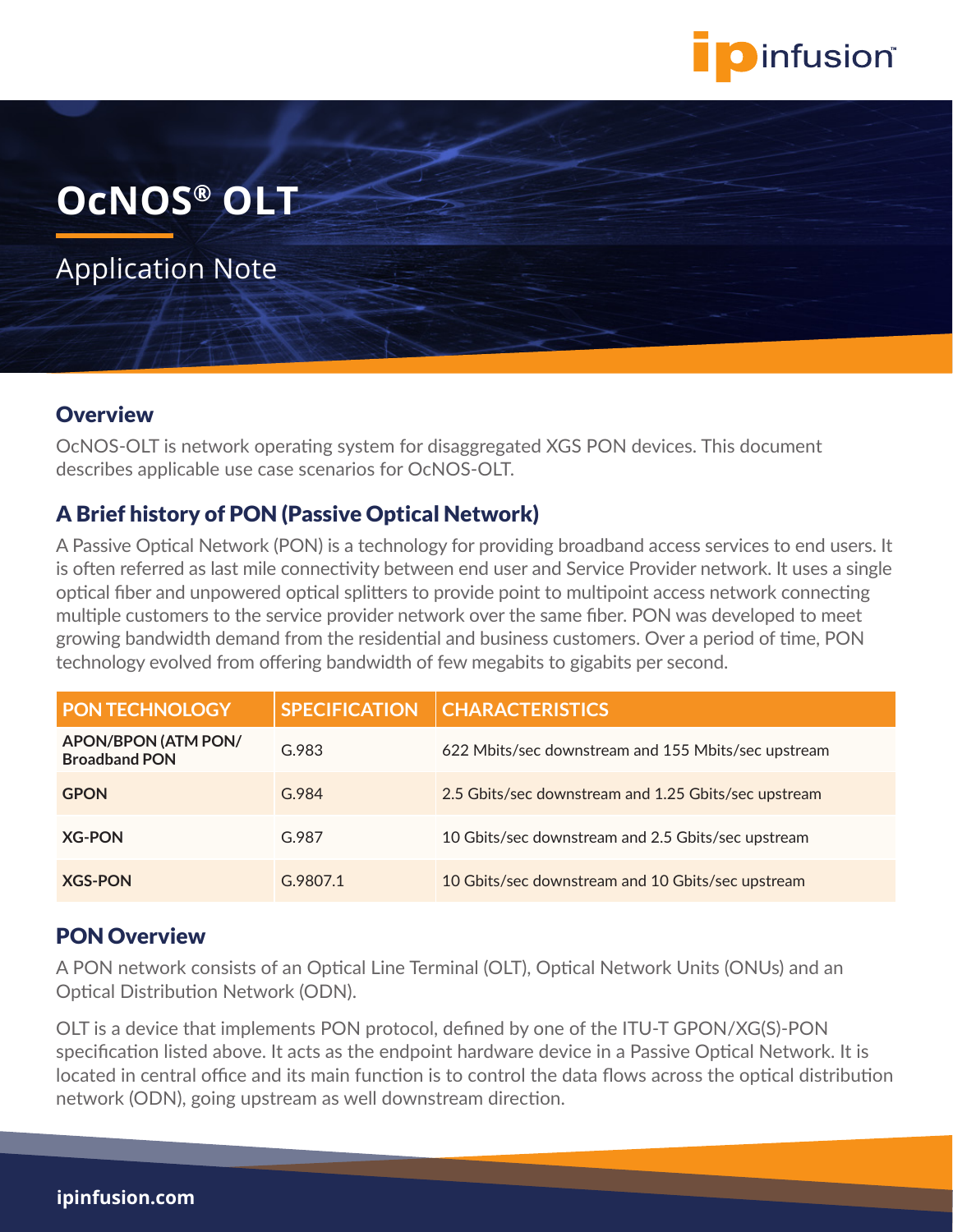# OcNOS® OLT

## Application Note

## Overview

OcNOS-OLT is network operating system for disaggregated XGS PON devices. This document describes applicable use case scenarios for OcNOS-OLT.

## A Brief history of PON (Passive Optical Network)

A Passive Optical Network (PON) is a technology for providing broadband access services to end users. It is often referred as last mile connectivity between end user and Service Provider network. It uses a single optical fiber and unpowered optical splitters to provide point to multipoint access network connecting multiple customers to the service provider network over the same fiber. PON was developed to meet growing bandwidth demand from the residential and business customers. Over a period of time, PON technology evolved from offering bandwidth of few megabits to gigabits per second.

| PON TECHNOLOGY | SPECIFICATION | CHARACTERISTICS |
| --- | --- | --- |
| **APON/BPON (ATM PON/ Broadband PON** | G.983 | 622 Mbits/sec downstream and 155 Mbits/sec upstream |
| **GPON** | G.984 | 2.5 Gbits/sec downstream and 1.25 Gbits/sec upstream |
| **XG-PON** | G.987 | 10 Gbits/sec downstream and 2.5 Gbits/sec upstream |
| **XGS-PON** | G.9807.1 | 10 Gbits/sec downstream and 10 Gbits/sec upstream |

## PON Overview

A PON network consists of an Optical Line Terminal (OLT), Optical Network Units (ONUs) and an Optical Distribution Network (ODN).

OLT is a device that implements PON protocol, defined by one of the ITU-T GPON/XG(S)-PON specification listed above. It acts as the endpoint hardware device in a Passive Optical Network. It is located in central office and its main function is to control the data flows across the optical distribution network (ODN), going upstream as well downstream direction.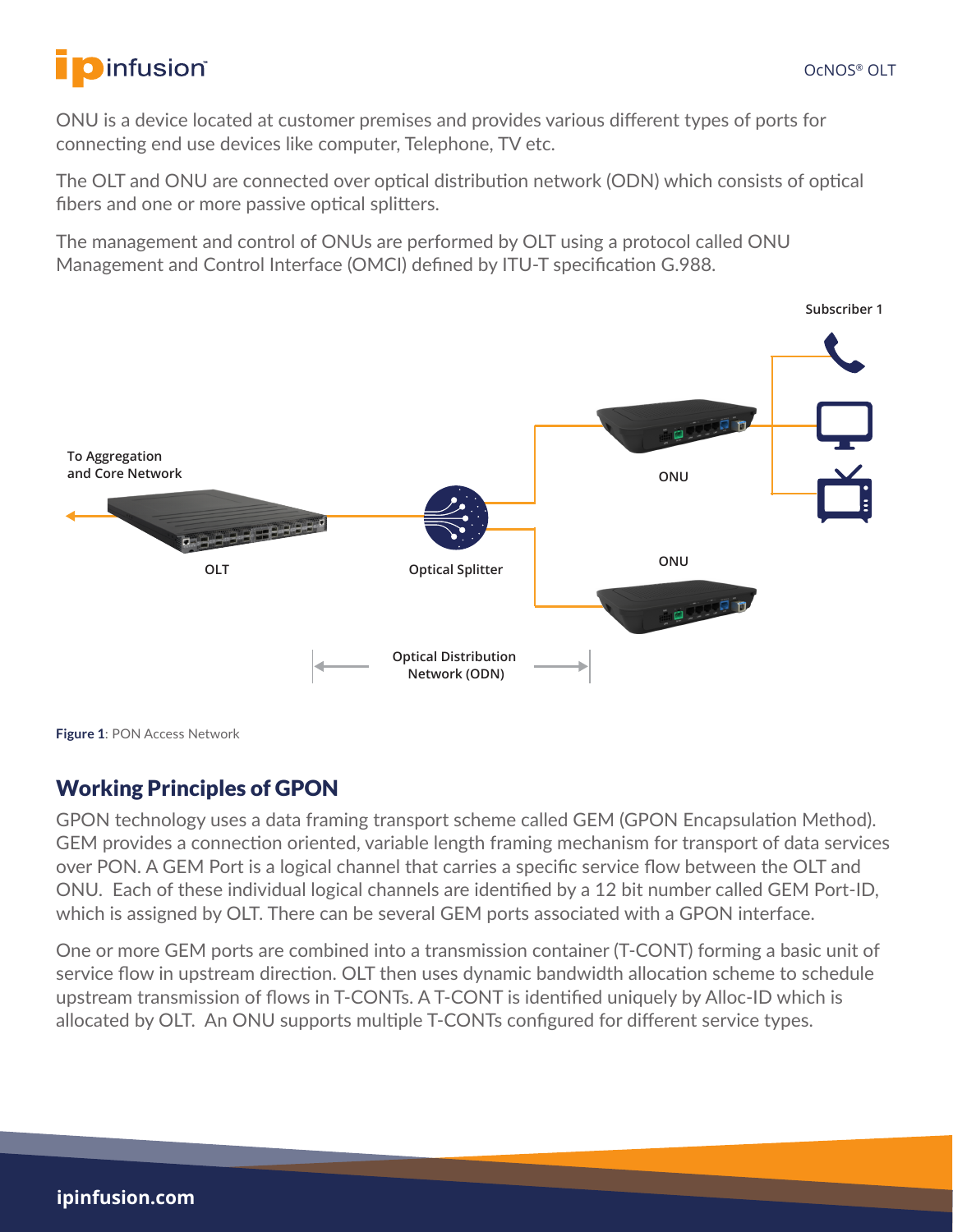ONU is a device located at customer premises and provides various different types of ports for connecting end use devices like computer, Telephone, TV etc.

The OLT and ONU are connected over optical distribution network (ODN) which consists of optical fibers and one or more passive optical splitters.

The management and control of ONUs are performed by OLT using a protocol called ONU Management and Control Interface (OMCI) defined by ITU-T specification G.988.

Subscriber 1

To Aggregation and Core Network

ONU

OLT

Optical Splitter

ONU

Optical Distribution Network (ODN)

**Figure 1**: PON Access Network

## Working Principles of GPON

GPON technology uses a data framing transport scheme called GEM (GPON Encapsulation Method). GEM provides a connection oriented, variable length framing mechanism for transport of data services over PON. A GEM Port is a logical channel that carries a specific service flow between the OLT and ONU. Each of these individual logical channels are identified by a 12 bit number called GEM Port-ID, which is assigned by OLT. There can be several GEM ports associated with a GPON interface.

One or more GEM ports are combined into a transmission container (T-CONT) forming a basic unit of service flow in upstream direction. OLT then uses dynamic bandwidth allocation scheme to schedule upstream transmission of flows in T-CONTs. A T-CONT is identified uniquely by Alloc-ID which is allocated by OLT. An ONU supports multiple T-CONTs configured for different service types.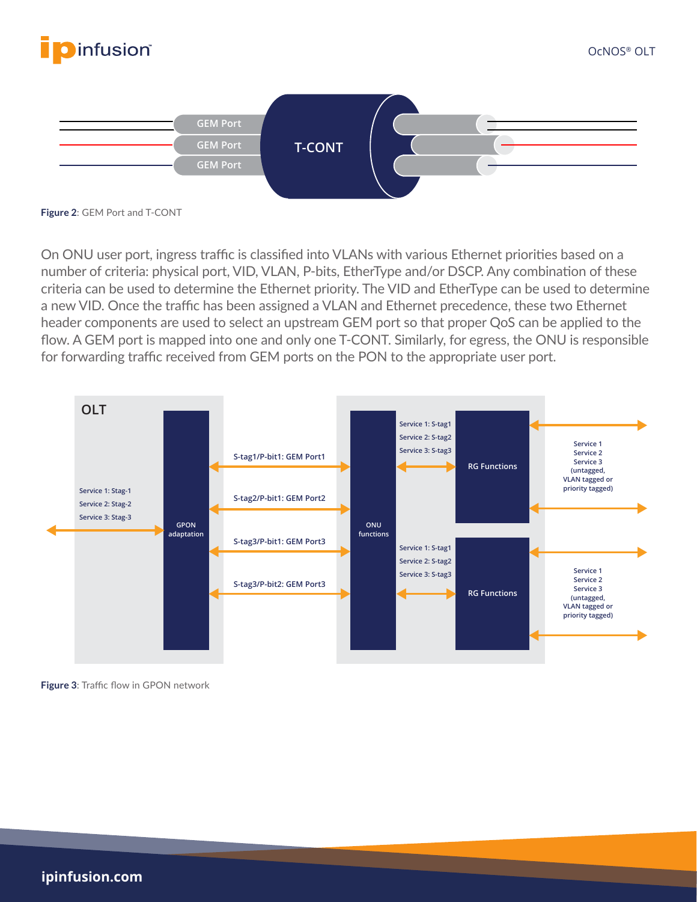Figure 2: GEM Port and T-CONT

On ONU user port, ingress traffic is classified into VLANs with various Ethernet priorities based on a number of criteria: physical port, VID, VLAN, P-bits, EtherType and/or DSCP. Any combination of these criteria can be used to determine the Ethernet priority. The VID and EtherType can be used to determine a new VID. Once the traffic has been assigned a VLAN and Ethernet precedence, these two Ethernet header components are used to select an upstream GEM port so that proper QoS can be applied to the flow. A GEM port is mapped into one and only one T-CONT. Similarly, for egress, the ONU is responsible for forwarding traffic received from GEM ports on the PON to the appropriate user port.

Figure 3: Traffic flow in GPON network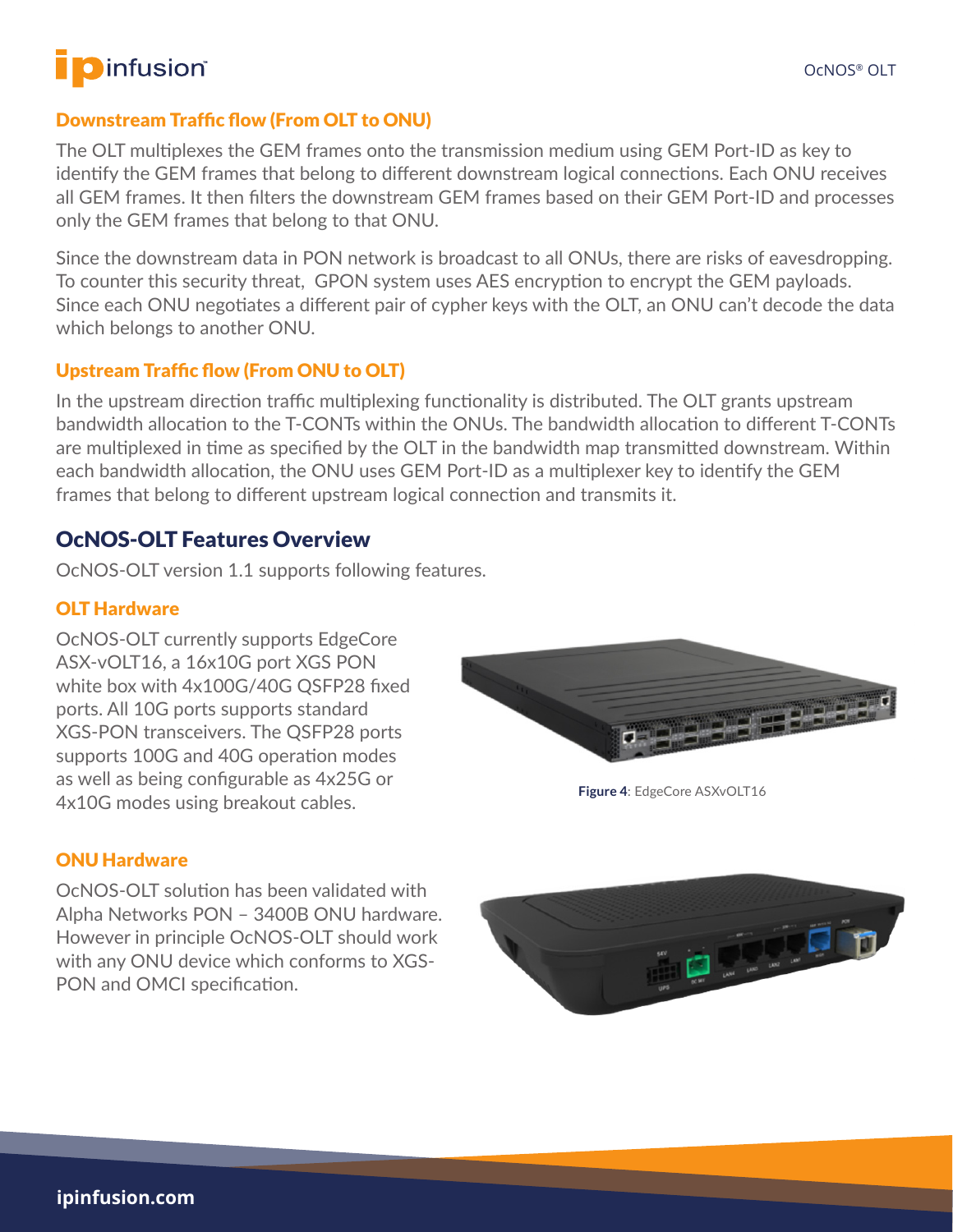### Downstream Traffic flow (From OLT to ONU)

The OLT multiplexes the GEM frames onto the transmission medium using GEM Port-ID as key to identify the GEM frames that belong to different downstream logical connections. Each ONU receives all GEM frames. It then filters the downstream GEM frames based on their GEM Port-ID and processes only the GEM frames that belong to that ONU.

Since the downstream data in PON network is broadcast to all ONUs, there are risks of eavesdropping. To counter this security threat, GPON system uses AES encryption to encrypt the GEM payloads. Since each ONU negotiates a different pair of cypher keys with the OLT, an ONU can't decode the data which belongs to another ONU.

### Upstream Traffic flow (From ONU to OLT)

In the upstream direction traffic multiplexing functionality is distributed. The OLT grants upstream bandwidth allocation to the T-CONTs within the ONUs. The bandwidth allocation to different T-CONTs are multiplexed in time as specified by the OLT in the bandwidth map transmitted downstream. Within each bandwidth allocation, the ONU uses GEM Port-ID as a multiplexer key to identify the GEM frames that belong to different upstream logical connection and transmits it.

## OcNOS-OLT Features Overview

OcNOS-OLT version 1.1 supports following features.

### OLT Hardware

OcNOS-OLT currently supports EdgeCore ASX-vOLT16, a 16x10G port XGS PON white box with 4x100G/40G QSFP28 fixed ports. All 10G ports supports standard XGS-PON transceivers. The QSFP28 ports supports 100G and 40G operation modes as well as being configurable as 4x25G or 4x10G modes using breakout cables.

**Figure 4**: EdgeCore ASXvOLT16

### ONU Hardware

OcNOS-OLT solution has been validated with Alpha Networks PON – 3400B ONU hardware. However in principle OcNOS-OLT should work with any ONU device which conforms to XGS-PON and OMCI specification.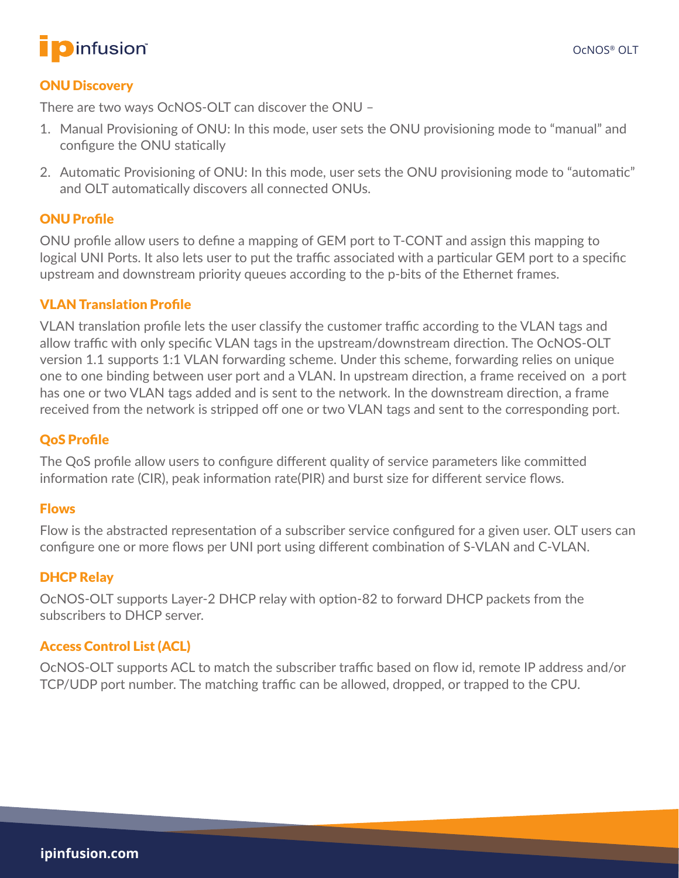## ONU Discovery

There are two ways OcNOS-OLT can discover the ONU –

1. Manual Provisioning of ONU: In this mode, user sets the ONU provisioning mode to "manual" and configure the ONU statically
2. Automatic Provisioning of ONU: In this mode, user sets the ONU provisioning mode to "automatic" and OLT automatically discovers all connected ONUs.

## ONU Profile

ONU profile allow users to define a mapping of GEM port to T-CONT and assign this mapping to logical UNI Ports. It also lets user to put the traffic associated with a particular GEM port to a specific upstream and downstream priority queues according to the p-bits of the Ethernet frames.

## VLAN Translation Profile

VLAN translation profile lets the user classify the customer traffic according to the VLAN tags and allow traffic with only specific VLAN tags in the upstream/downstream direction. The OcNOS-OLT version 1.1 supports 1:1 VLAN forwarding scheme. Under this scheme, forwarding relies on unique one to one binding between user port and a VLAN. In upstream direction, a frame received on a port has one or two VLAN tags added and is sent to the network. In the downstream direction, a frame received from the network is stripped off one or two VLAN tags and sent to the corresponding port.

## QoS Profile

The QoS profile allow users to configure different quality of service parameters like committed information rate (CIR), peak information rate(PIR) and burst size for different service flows.

## Flows

Flow is the abstracted representation of a subscriber service configured for a given user. OLT users can configure one or more flows per UNI port using different combination of S-VLAN and C-VLAN.

## DHCP Relay

OcNOS-OLT supports Layer-2 DHCP relay with option-82 to forward DHCP packets from the subscribers to DHCP server.

## Access Control List (ACL)

OcNOS-OLT supports ACL to match the subscriber traffic based on flow id, remote IP address and/or TCP/UDP port number. The matching traffic can be allowed, dropped, or trapped to the CPU.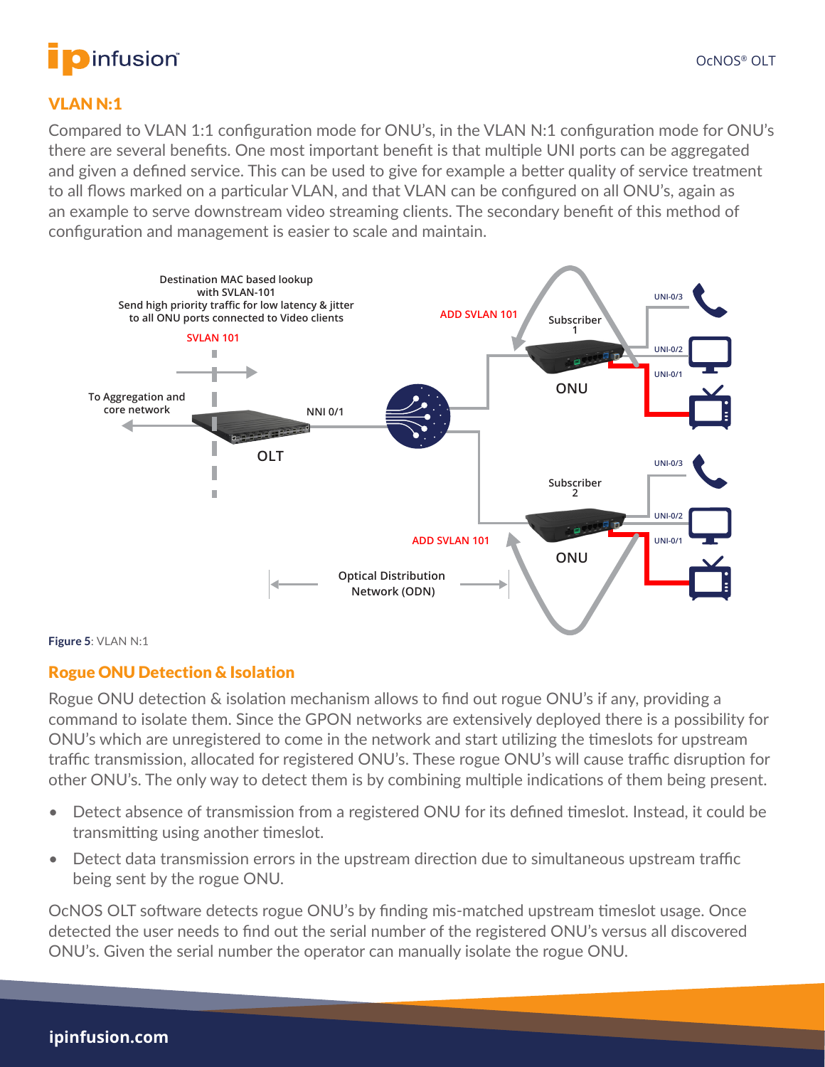## VLAN N:1

Compared to VLAN 1:1 configuration mode for ONU's, in the VLAN N:1 configuration mode for ONU's there are several benefits. One most important benefit is that multiple UNI ports can be aggregated and given a defined service. This can be used to give for example a better quality of service treatment to all flows marked on a particular VLAN, and that VLAN can be configured on all ONU's, again as an example to serve downstream video streaming clients. The secondary benefit of this method of configuration and management is easier to scale and maintain.

**Figure 5**: VLAN N:1

## Rogue ONU Detection & Isolation

Rogue ONU detection & isolation mechanism allows to find out rogue ONU's if any, providing a command to isolate them. Since the GPON networks are extensively deployed there is a possibility for ONU's which are unregistered to come in the network and start utilizing the timeslots for upstream traffic transmission, allocated for registered ONU's. These rogue ONU's will cause traffic disruption for other ONU's. The only way to detect them is by combining multiple indications of them being present.

- Detect absence of transmission from a registered ONU for its defined timeslot. Instead, it could be transmitting using another timeslot.
- Detect data transmission errors in the upstream direction due to simultaneous upstream traffic being sent by the rogue ONU.

OcNOS OLT software detects rogue ONU's by finding mis-matched upstream timeslot usage. Once detected the user needs to find out the serial number of the registered ONU's versus all discovered ONU's. Given the serial number the operator can manually isolate the rogue ONU.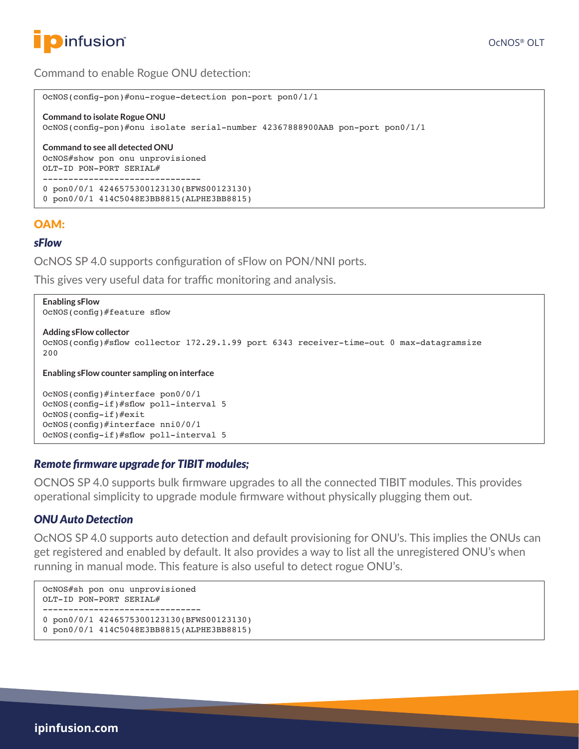Command to enable Rogue ONU detection:

```
OcNOS(config-pon)#onu-rogue-detection pon-port pon0/1/1

Command to isolate Rogue ONU
OcNOS(config-pon)#onu isolate serial-number 42367888900AAB pon-port pon0/1/1

Command to see all detected ONU
OcNOS#show pon onu unprovisioned
OLT-ID PON-PORT SERIAL#
-------------------------------
0 pon0/0/1 4246575300123130(BFWS00123130)
0 pon0/0/1 414C5048E3BB8815(ALPHE3BB8815)
```

## OAM:

### *sFlow*

OcNOS SP 4.0 supports configuration of sFlow on PON/NNI ports.

This gives very useful data for traffic monitoring and analysis.

```
Enabling sFlow
OcNOS(config)#feature sflow

Adding sFlow collector
OcNOS(config)#sflow collector 172.29.1.99 port 6343 receiver-time-out 0 max-datagramsize
200

Enabling sFlow counter sampling on interface

OcNOS(config)#interface pon0/0/1
OcNOS(config-if)#sflow poll-interval 5
OcNOS(config-if)#exit
OcNOS(config)#interface nni0/0/1
OcNOS(config-if)#sflow poll-interval 5
```

### *Remote firmware upgrade for TIBIT modules;*

OCNOS SP 4.0 supports bulk firmware upgrades to all the connected TIBIT modules. This provides operational simplicity to upgrade module firmware without physically plugging them out.

### *ONU Auto Detection*

OcNOS SP 4.0 supports auto detection and default provisioning for ONU's. This implies the ONUs can get registered and enabled by default. It also provides a way to list all the unregistered ONU's when running in manual mode. This feature is also useful to detect rogue ONU's.

```
OcNOS#sh pon onu unprovisioned
OLT-ID PON-PORT SERIAL#
-------------------------------
0 pon0/0/1 4246575300123130(BFWS00123130)
0 pon0/0/1 414C5048E3BB8815(ALPHE3BB8815)
```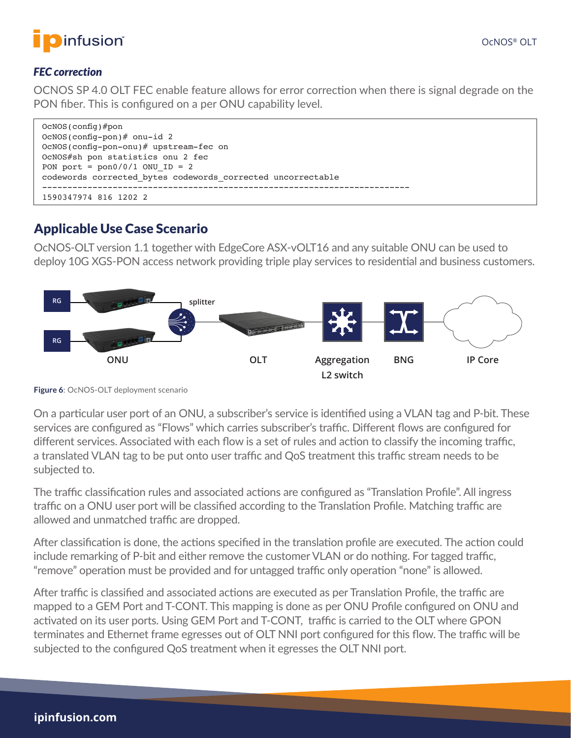### *FEC correction*

OCNOS SP 4.0 OLT FEC enable feature allows for error correction when there is signal degrade on the PON fiber. This is configured on a per ONU capability level.

```
OcNOS(config)#pon
OcNOS(config-pon)# onu-id 2
OcNOS(config-pon-onu)# upstream-fec on
OcNOS#sh pon statistics onu 2 fec
PON port = pon0/0/1 ONU_ID = 2
codewords corrected_bytes codewords_corrected uncorrectable
------------------------------------------------------------------------
1590347974 816 1202 2
```

## Applicable Use Case Scenario

OcNOS-OLT version 1.1 together with EdgeCore ASX-vOLT16 and any suitable ONU can be used to deploy 10G XGS-PON access network providing triple play services to residential and business customers.

**Figure 6**: OcNOS-OLT deployment scenario

On a particular user port of an ONU, a subscriber's service is identified using a VLAN tag and P-bit. These services are configured as "Flows" which carries subscriber's traffic. Different flows are configured for different services. Associated with each flow is a set of rules and action to classify the incoming traffic, a translated VLAN tag to be put onto user traffic and QoS treatment this traffic stream needs to be subjected to.

The traffic classification rules and associated actions are configured as "Translation Profile". All ingress traffic on a ONU user port will be classified according to the Translation Profile. Matching traffic are allowed and unmatched traffic are dropped.

After classification is done, the actions specified in the translation profile are executed. The action could include remarking of P-bit and either remove the customer VLAN or do nothing. For tagged traffic, "remove" operation must be provided and for untagged traffic only operation "none" is allowed.

After traffic is classified and associated actions are executed as per Translation Profile, the traffic are mapped to a GEM Port and T-CONT. This mapping is done as per ONU Profile configured on ONU and activated on its user ports. Using GEM Port and T-CONT, traffic is carried to the OLT where GPON terminates and Ethernet frame egresses out of OLT NNI port configured for this flow. The traffic will be subjected to the configured QoS treatment when it egresses the OLT NNI port.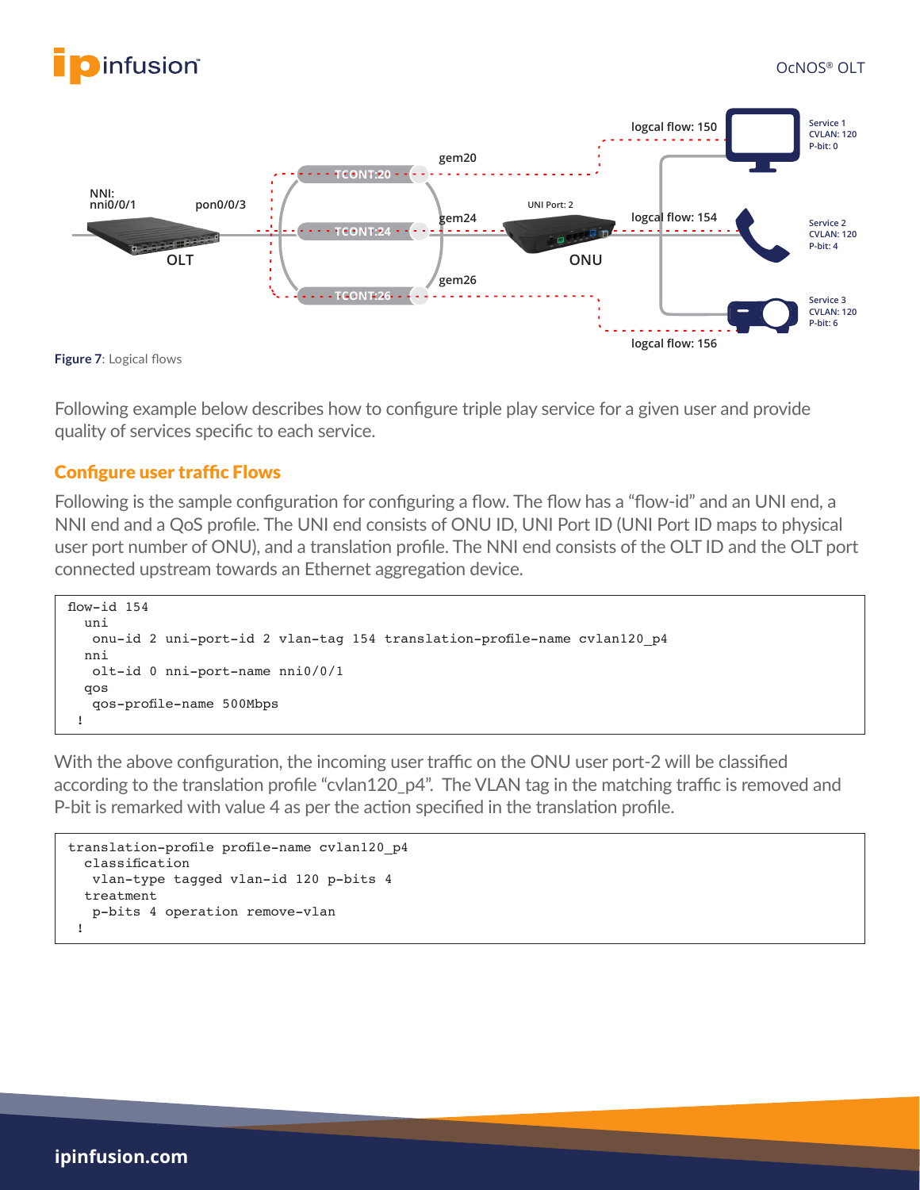**Figure 7**: Logical flows

Following example below describes how to configure triple play service for a given user and provide quality of services specific to each service.

## Configure user traffic Flows

Following is the sample configuration for configuring a flow. The flow has a "flow-id" and an UNI end, a NNI end and a QoS profile. The UNI end consists of ONU ID, UNI Port ID (UNI Port ID maps to physical user port number of ONU), and a translation profile. The NNI end consists of the OLT ID and the OLT port connected upstream towards an Ethernet aggregation device.

```
flow-id 154
  uni
   onu-id 2 uni-port-id 2 vlan-tag 154 translation-profile-name cvlan120_p4
  nni
   olt-id 0 nni-port-name nni0/0/1
  qos
   qos-profile-name 500Mbps
 !
```

With the above configuration, the incoming user traffic on the ONU user port-2 will be classified according to the translation profile "cvlan120_p4". The VLAN tag in the matching traffic is removed and P-bit is remarked with value 4 as per the action specified in the translation profile.

```
translation-profile profile-name cvlan120_p4
  classification
   vlan-type tagged vlan-id 120 p-bits 4
  treatment
   p-bits 4 operation remove-vlan
 !
```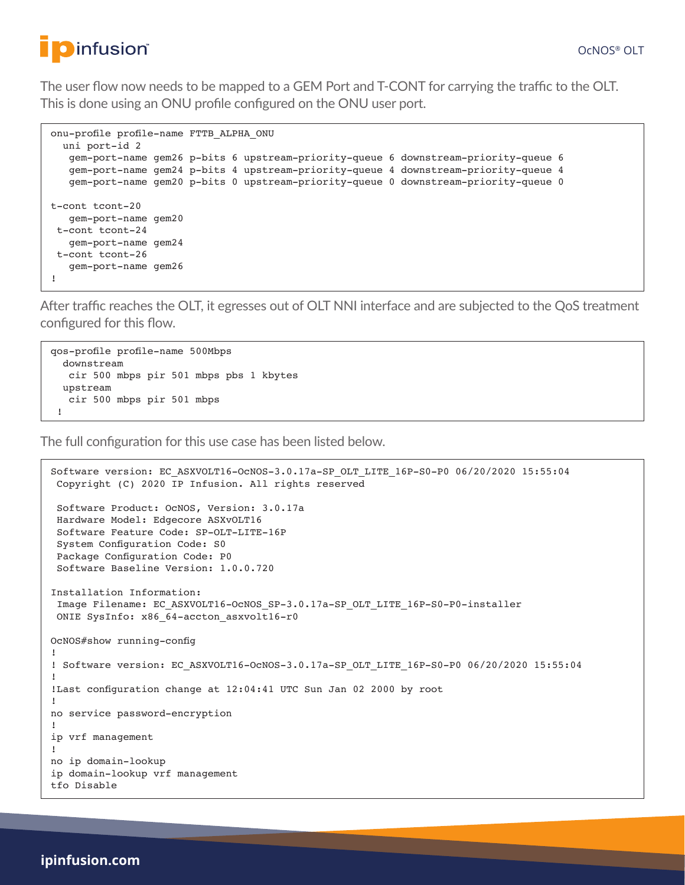The user flow now needs to be mapped to a GEM Port and T-CONT for carrying the traffic to the OLT. This is done using an ONU profile configured on the ONU user port.

```
onu-profile profile-name FTTB_ALPHA_ONU
  uni port-id 2
   gem-port-name gem26 p-bits 6 upstream-priority-queue 6 downstream-priority-queue 6
   gem-port-name gem24 p-bits 4 upstream-priority-queue 4 downstream-priority-queue 4
   gem-port-name gem20 p-bits 0 upstream-priority-queue 0 downstream-priority-queue 0

t-cont tcont-20
   gem-port-name gem20
 t-cont tcont-24
   gem-port-name gem24
 t-cont tcont-26
   gem-port-name gem26
!
```

After traffic reaches the OLT, it egresses out of OLT NNI interface and are subjected to the QoS treatment configured for this flow.

```
qos-profile profile-name 500Mbps
  downstream
   cir 500 mbps pir 501 mbps pbs 1 kbytes
  upstream
   cir 500 mbps pir 501 mbps
 !
```

The full configuration for this use case has been listed below.

```
Software version: EC_ASXVOLT16-OcNOS-3.0.17a-SP_OLT_LITE_16P-S0-P0 06/20/2020 15:55:04
 Copyright (C) 2020 IP Infusion. All rights reserved

 Software Product: OcNOS, Version: 3.0.17a
 Hardware Model: Edgecore ASXvOLT16
 Software Feature Code: SP-OLT-LITE-16P
 System Configuration Code: S0
 Package Configuration Code: P0
 Software Baseline Version: 1.0.0.720

Installation Information:
 Image Filename: EC_ASXVOLT16-OcNOS_SP-3.0.17a-SP_OLT_LITE_16P-S0-P0-installer
 ONIE SysInfo: x86_64-accton_asxvolt16-r0

OcNOS#show running-config
!
! Software version: EC_ASXVOLT16-OcNOS-3.0.17a-SP_OLT_LITE_16P-S0-P0 06/20/2020 15:55:04
!
!Last configuration change at 12:04:41 UTC Sun Jan 02 2000 by root
!
no service password-encryption
!
ip vrf management
!
no ip domain-lookup
ip domain-lookup vrf management
tfo Disable
```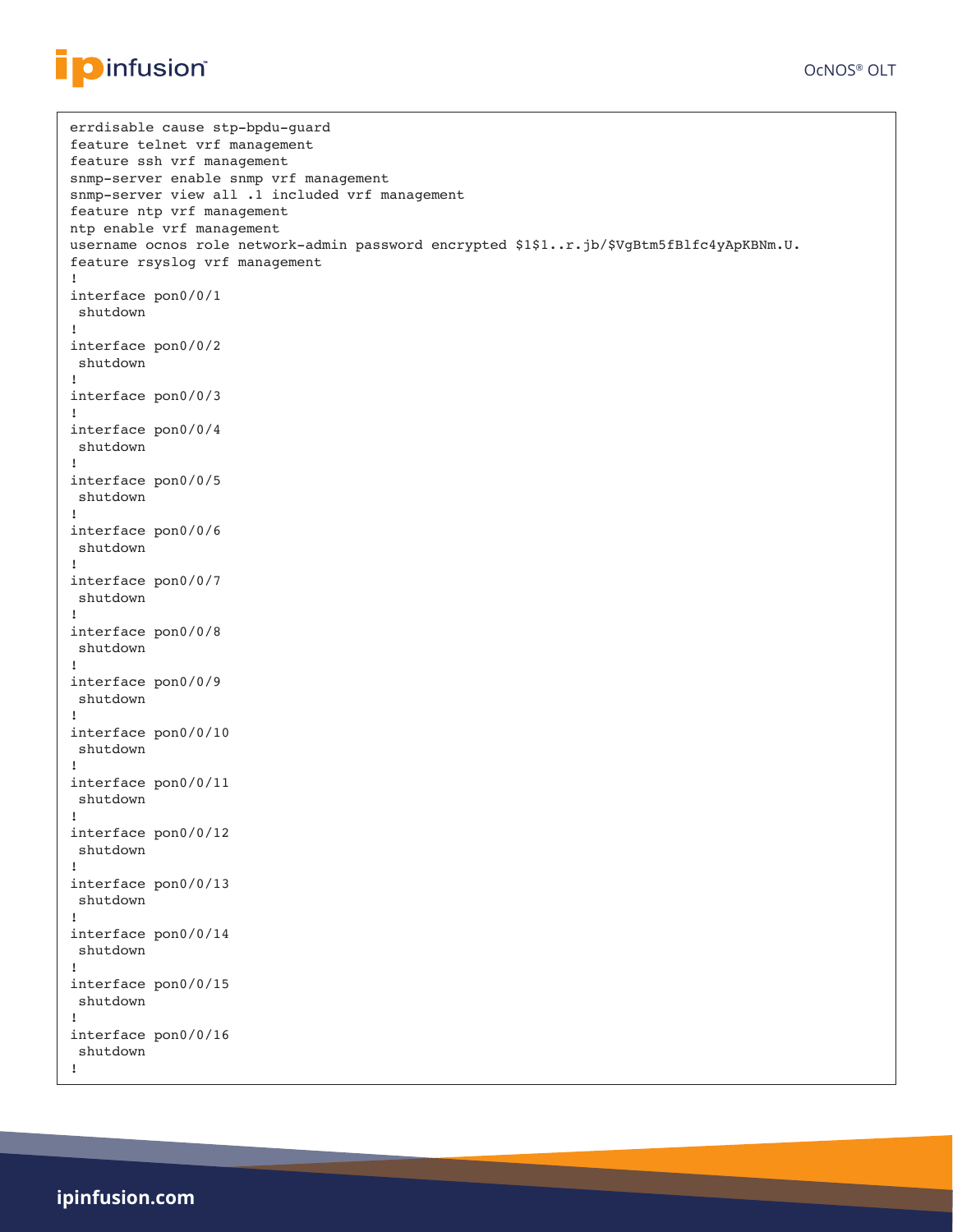```
errdisable cause stp-bpdu-guard
feature telnet vrf management
feature ssh vrf management
snmp-server enable snmp vrf management
snmp-server view all .1 included vrf management
feature ntp vrf management
ntp enable vrf management
username ocnos role network-admin password encrypted $1$1..r.jb/$VgBtm5fBlfc4yApKBNm.U.
feature rsyslog vrf management
!
interface pon0/0/1
 shutdown
!
interface pon0/0/2
 shutdown
!
interface pon0/0/3
!
interface pon0/0/4
 shutdown
!
interface pon0/0/5
 shutdown
!
interface pon0/0/6
 shutdown
!
interface pon0/0/7
 shutdown
!
interface pon0/0/8
 shutdown
!
interface pon0/0/9
 shutdown
!
interface pon0/0/10
 shutdown
!
interface pon0/0/11
 shutdown
!
interface pon0/0/12
 shutdown
!
interface pon0/0/13
 shutdown
!
interface pon0/0/14
 shutdown
!
interface pon0/0/15
 shutdown
!
interface pon0/0/16
 shutdown
!
```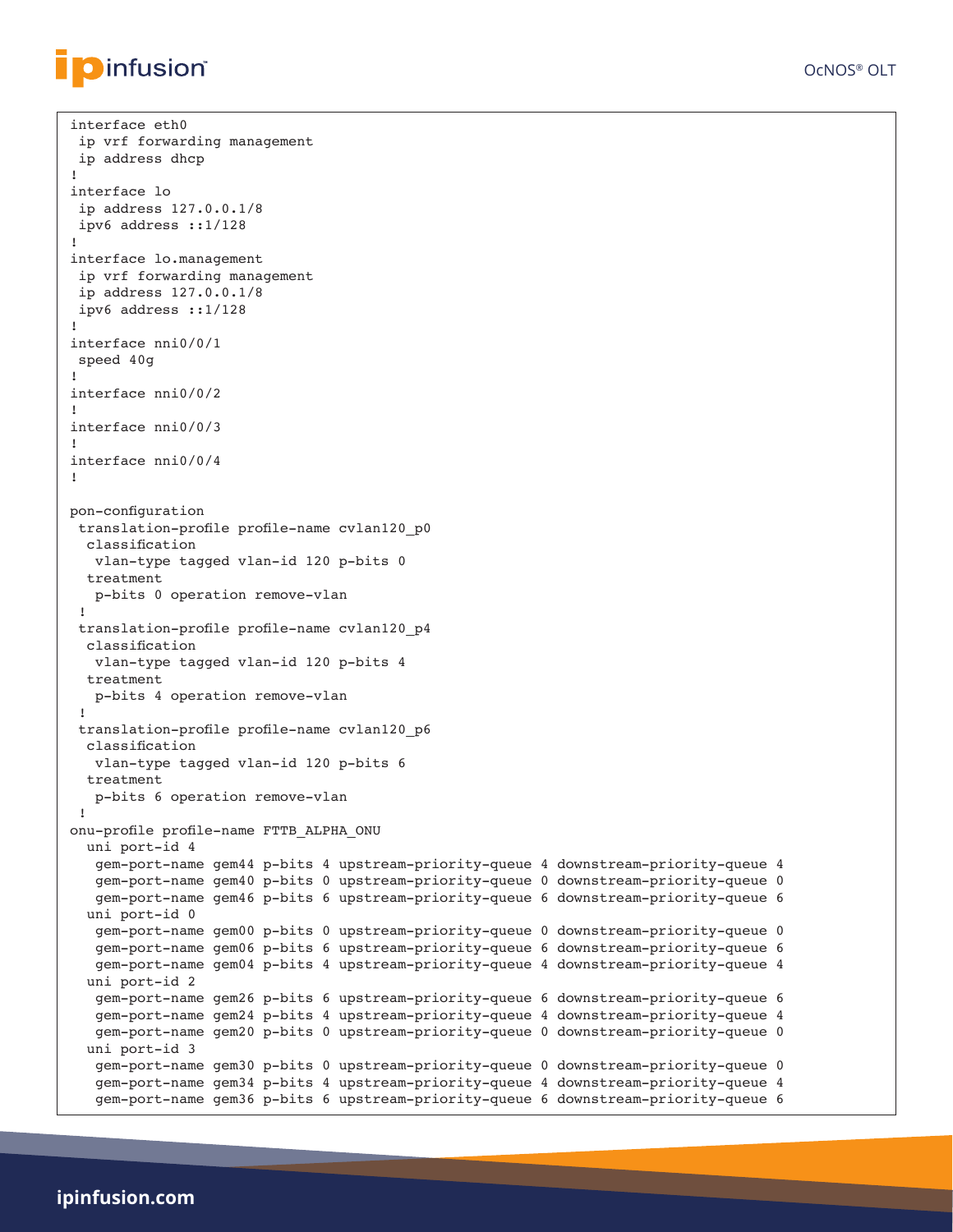```
interface eth0
 ip vrf forwarding management
 ip address dhcp
!
interface lo
 ip address 127.0.0.1/8
 ipv6 address ::1/128
!
interface lo.management
 ip vrf forwarding management
 ip address 127.0.0.1/8
 ipv6 address ::1/128
!
interface nni0/0/1
 speed 40g
!
interface nni0/0/2
!
interface nni0/0/3
!
interface nni0/0/4
!

pon-configuration
 translation-profile profile-name cvlan120_p0
  classification
   vlan-type tagged vlan-id 120 p-bits 0
  treatment
   p-bits 0 operation remove-vlan
 !
 translation-profile profile-name cvlan120_p4
  classification
   vlan-type tagged vlan-id 120 p-bits 4
  treatment
   p-bits 4 operation remove-vlan
 !
 translation-profile profile-name cvlan120_p6
  classification
   vlan-type tagged vlan-id 120 p-bits 6
  treatment
   p-bits 6 operation remove-vlan
 !
onu-profile profile-name FTTB_ALPHA_ONU
  uni port-id 4
   gem-port-name gem44 p-bits 4 upstream-priority-queue 4 downstream-priority-queue 4
   gem-port-name gem40 p-bits 0 upstream-priority-queue 0 downstream-priority-queue 0
   gem-port-name gem46 p-bits 6 upstream-priority-queue 6 downstream-priority-queue 6
  uni port-id 0
   gem-port-name gem00 p-bits 0 upstream-priority-queue 0 downstream-priority-queue 0
   gem-port-name gem06 p-bits 6 upstream-priority-queue 6 downstream-priority-queue 6
   gem-port-name gem04 p-bits 4 upstream-priority-queue 4 downstream-priority-queue 4
  uni port-id 2
   gem-port-name gem26 p-bits 6 upstream-priority-queue 6 downstream-priority-queue 6
   gem-port-name gem24 p-bits 4 upstream-priority-queue 4 downstream-priority-queue 4
   gem-port-name gem20 p-bits 0 upstream-priority-queue 0 downstream-priority-queue 0
  uni port-id 3
   gem-port-name gem30 p-bits 0 upstream-priority-queue 0 downstream-priority-queue 0
   gem-port-name gem34 p-bits 4 upstream-priority-queue 4 downstream-priority-queue 4
   gem-port-name gem36 p-bits 6 upstream-priority-queue 6 downstream-priority-queue 6
```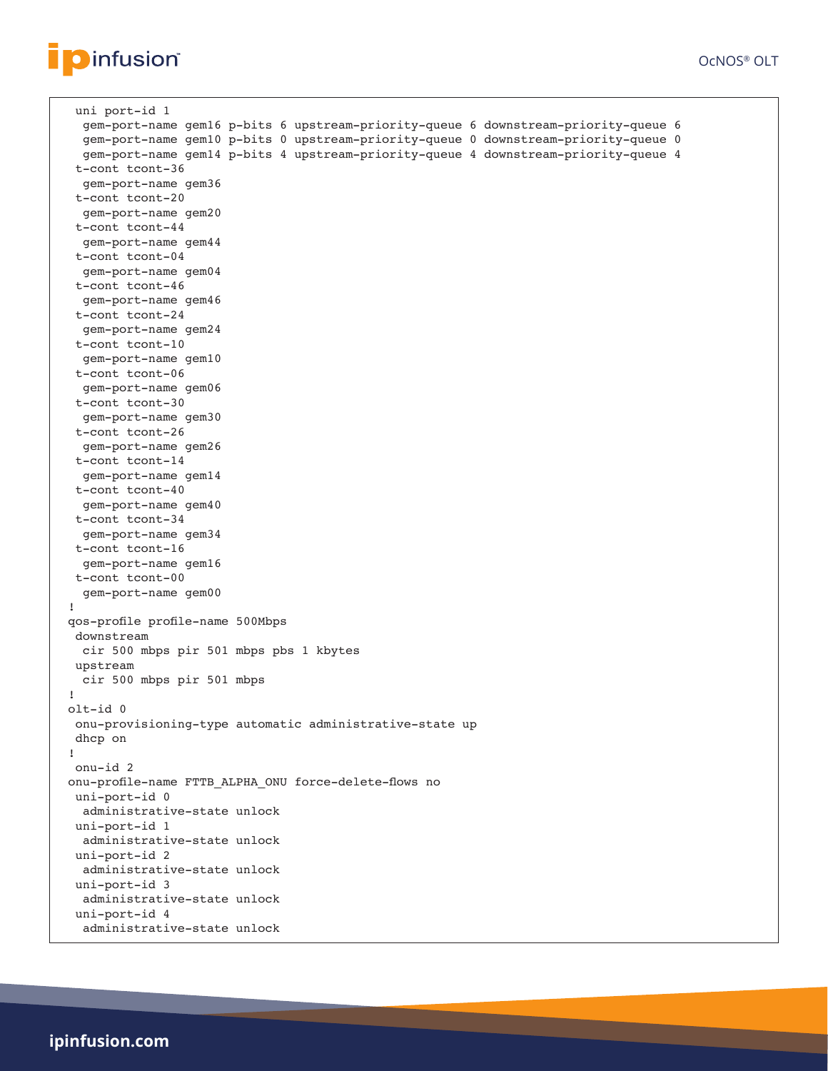```
  uni port-id 1
   gem-port-name gem16 p-bits 6 upstream-priority-queue 6 downstream-priority-queue 6
   gem-port-name gem10 p-bits 0 upstream-priority-queue 0 downstream-priority-queue 0
   gem-port-name gem14 p-bits 4 upstream-priority-queue 4 downstream-priority-queue 4
  t-cont tcont-36
   gem-port-name gem36
  t-cont tcont-20
   gem-port-name gem20
  t-cont tcont-44
   gem-port-name gem44
  t-cont tcont-04
   gem-port-name gem04
  t-cont tcont-46
   gem-port-name gem46
  t-cont tcont-24
   gem-port-name gem24
  t-cont tcont-10
   gem-port-name gem10
  t-cont tcont-06
   gem-port-name gem06
  t-cont tcont-30
   gem-port-name gem30
  t-cont tcont-26
   gem-port-name gem26
  t-cont tcont-14
   gem-port-name gem14
  t-cont tcont-40
   gem-port-name gem40
  t-cont tcont-34
   gem-port-name gem34
  t-cont tcont-16
   gem-port-name gem16
  t-cont tcont-00
   gem-port-name gem00
!
qos-profile profile-name 500Mbps
 downstream
  cir 500 mbps pir 501 mbps pbs 1 kbytes
 upstream
  cir 500 mbps pir 501 mbps
!
olt-id 0
 onu-provisioning-type automatic administrative-state up
 dhcp on
!
 onu-id 2
onu-profile-name FTTB_ALPHA_ONU force-delete-flows no
 uni-port-id 0
  administrative-state unlock
 uni-port-id 1
  administrative-state unlock
 uni-port-id 2
  administrative-state unlock
 uni-port-id 3
  administrative-state unlock
 uni-port-id 4
  administrative-state unlock
```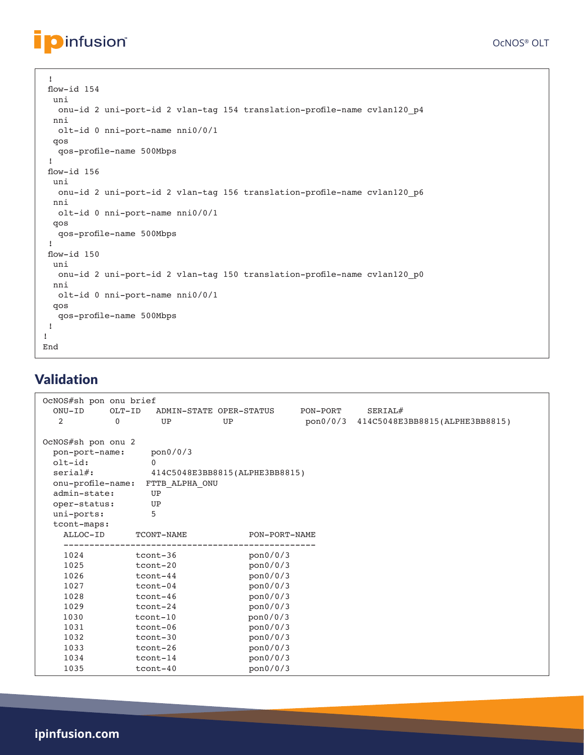```
 !
 flow-id 154
  uni
   onu-id 2 uni-port-id 2 vlan-tag 154 translation-profile-name cvlan120_p4
  nni
   olt-id 0 nni-port-name nni0/0/1
  qos
   qos-profile-name 500Mbps
 !
 flow-id 156
  uni
   onu-id 2 uni-port-id 2 vlan-tag 156 translation-profile-name cvlan120_p6
  nni
   olt-id 0 nni-port-name nni0/0/1
  qos
   qos-profile-name 500Mbps
 !
 flow-id 150
  uni
   onu-id 2 uni-port-id 2 vlan-tag 150 translation-profile-name cvlan120_p0
  nni
   olt-id 0 nni-port-name nni0/0/1
  qos
   qos-profile-name 500Mbps
 !
!
End
```

## Validation

```
OcNOS#sh pon onu brief
  ONU-ID     OLT-ID   ADMIN-STATE OPER-STATUS     PON-PORT     SERIAL#
   2          0         UP          UP              pon0/0/3   414C5048E3BB8815(ALPHE3BB8815)

OcNOS#sh pon onu 2
  pon-port-name:      pon0/0/3
  olt-id:             0
  serial#:            414C5048E3BB8815(ALPHE3BB8815)
  onu-profile-name:  FTTB_ALPHA_ONU
  admin-state:        UP
  oper-status:        UP
  uni-ports:          5
  tcont-maps:
    ALLOC-ID      TCONT-NAME            PON-PORT-NAME
    ------------------------------------------------
    1024          tcont-36              pon0/0/3
    1025          tcont-20              pon0/0/3
    1026          tcont-44              pon0/0/3
    1027          tcont-04              pon0/0/3
    1028          tcont-46              pon0/0/3
    1029          tcont-24              pon0/0/3
    1030          tcont-10              pon0/0/3
    1031          tcont-06              pon0/0/3
    1032          tcont-30              pon0/0/3
    1033          tcont-26              pon0/0/3
    1034          tcont-14              pon0/0/3
    1035          tcont-40              pon0/0/3
```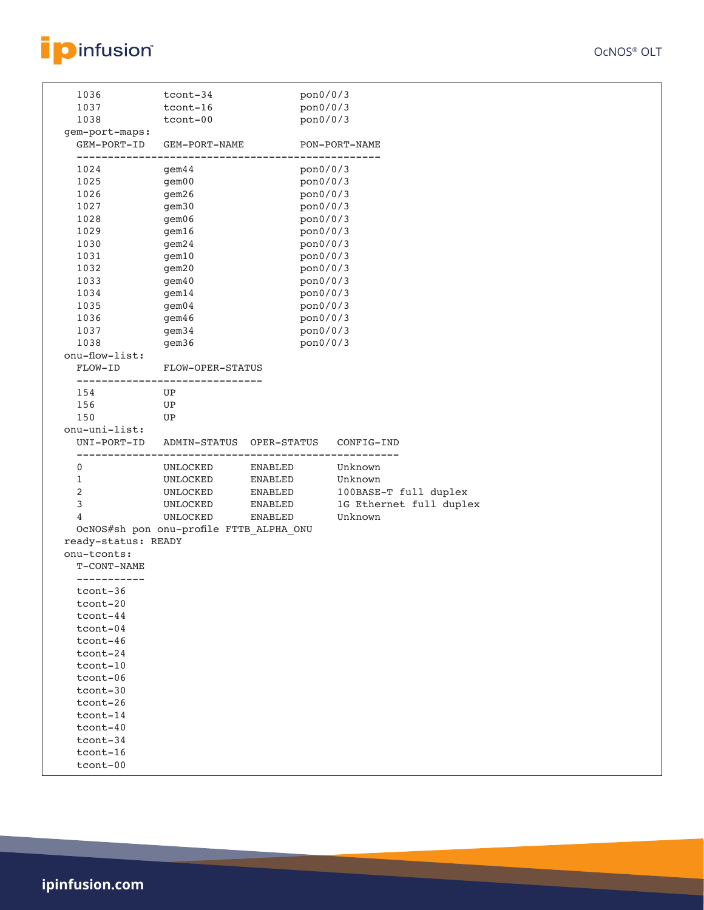```
    1036          tcont-34               pon0/0/3
    1037          tcont-16               pon0/0/3
    1038          tcont-00               pon0/0/3
  gem-port-maps:
    GEM-PORT-ID   GEM-PORT-NAME          PON-PORT-NAME
    ------------------------------------------------
    1024          gem44                  pon0/0/3
    1025          gem00                  pon0/0/3
    1026          gem26                  pon0/0/3
    1027          gem30                  pon0/0/3
    1028          gem06                  pon0/0/3
    1029          gem16                  pon0/0/3
    1030          gem24                  pon0/0/3
    1031          gem10                  pon0/0/3
    1032          gem20                  pon0/0/3
    1033          gem40                  pon0/0/3
    1034          gem14                  pon0/0/3
    1035          gem04                  pon0/0/3
    1036          gem46                  pon0/0/3
    1037          gem34                  pon0/0/3
    1038          gem36                  pon0/0/3
  onu-flow-list:
    FLOW-ID       FLOW-OPER-STATUS
    ------------------------------
    154           UP
    156           UP
    150           UP
  onu-uni-list:
    UNI-PORT-ID   ADMIN-STATUS  OPER-STATUS   CONFIG-IND
    ---------------------------------------------------
    0             UNLOCKED      ENABLED       Unknown
    1             UNLOCKED      ENABLED       Unknown
    2             UNLOCKED      ENABLED       100BASE-T full duplex
    3             UNLOCKED      ENABLED       1G Ethernet full duplex
    4             UNLOCKED      ENABLED       Unknown
    OcNOS#sh pon onu-profile FTTB_ALPHA_ONU
  ready-status: READY
  onu-tconts:
    T-CONT-NAME
    -----------
    tcont-36
    tcont-20
    tcont-44
    tcont-04
    tcont-46
    tcont-24
    tcont-10
    tcont-06
    tcont-30
    tcont-26
    tcont-14
    tcont-40
    tcont-34
    tcont-16
    tcont-00
```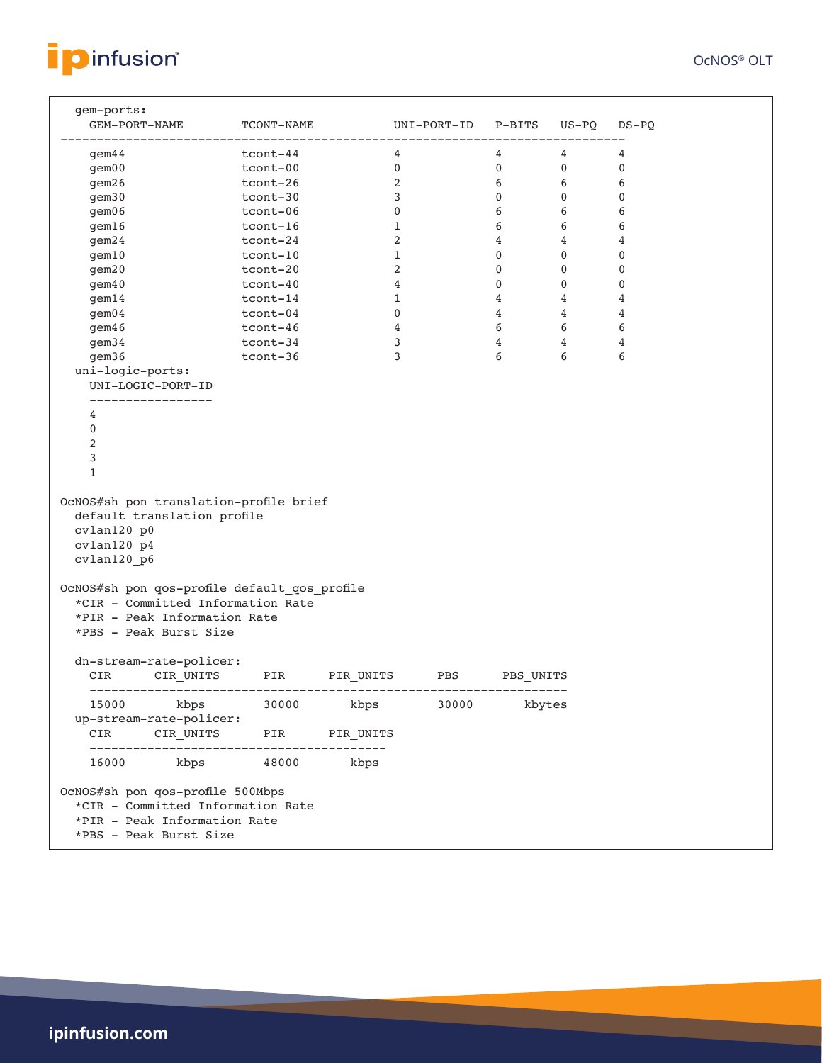```
  gem-ports:
    GEM-PORT-NAME        TCONT-NAME           UNI-PORT-ID   P-BITS   US-PQ   DS-PQ
-----------------------------------------------------------------------------
    gem44                tcont-44             4             4        4       4
    gem00                tcont-00             0             0        0       0
    gem26                tcont-26             2             6        6       6
    gem30                tcont-30             3             0        0       0
    gem06                tcont-06             0             6        6       6
    gem16                tcont-16             1             6        6       6
    gem24                tcont-24             2             4        4       4
    gem10                tcont-10             1             0        0       0
    gem20                tcont-20             2             0        0       0
    gem40                tcont-40             4             0        0       0
    gem14                tcont-14             1             4        4       4
    gem04                tcont-04             0             4        4       4
    gem46                tcont-46             4             6        6       6
    gem34                tcont-34             3             4        4       4
    gem36                tcont-36             3             6        6       6
  uni-logic-ports:
    UNI-LOGIC-PORT-ID
    -----------------
    4
    0
    2
    3
    1

OcNOS#sh pon translation-profile brief
  default_translation_profile
  cvlan120_p0
  cvlan120_p4
  cvlan120_p6

OcNOS#sh pon qos-profile default_qos_profile
  *CIR - Committed Information Rate
  *PIR - Peak Information Rate
  *PBS - Peak Burst Size

  dn-stream-rate-policer:
    CIR      CIR_UNITS     PIR      PIR_UNITS      PBS      PBS_UNITS
    ------------------------------------------------------------------
    15000       kbps       30000       kbps        30000       kbytes
  up-stream-rate-policer:
    CIR      CIR_UNITS     PIR      PIR_UNITS
    ----------------------------------------
    16000       kbps       48000       kbps

OcNOS#sh pon qos-profile 500Mbps
  *CIR - Committed Information Rate
  *PIR - Peak Information Rate
  *PBS - Peak Burst Size
```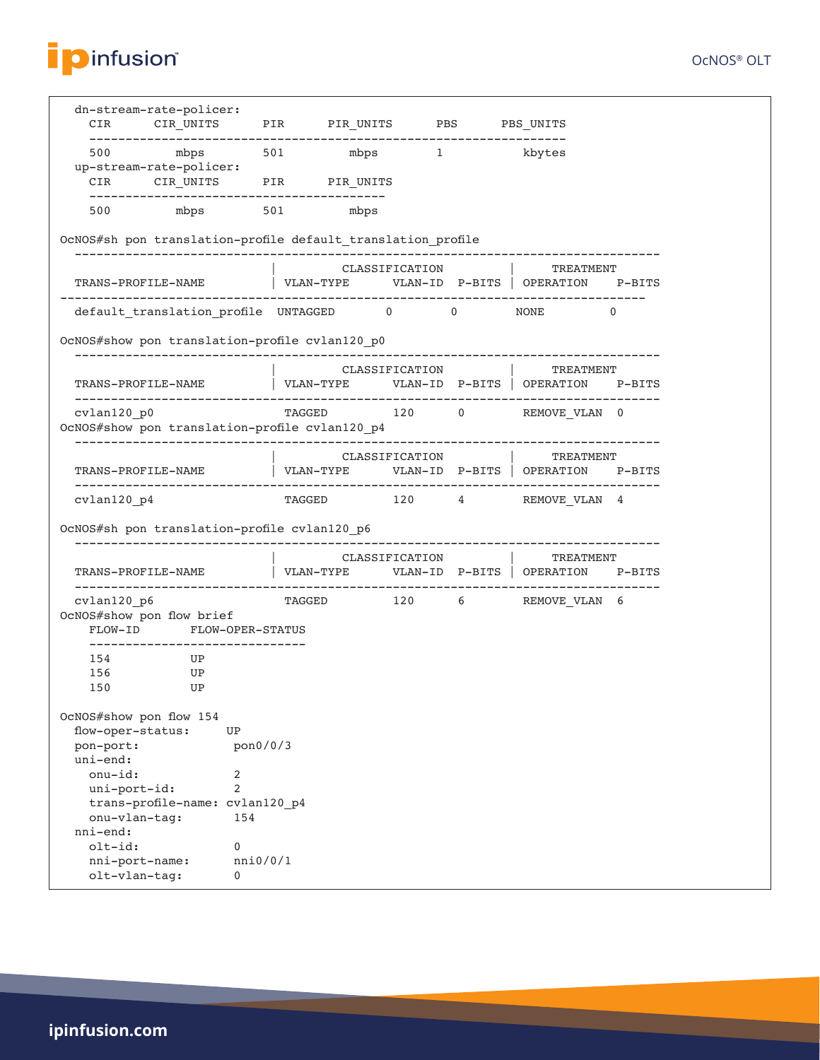```
  dn-stream-rate-policer:
    CIR      CIR_UNITS      PIR      PIR_UNITS      PBS      PBS_UNITS
    -------------------------------------------------------------------
    500         mbps        501         mbps        1           kbytes
  up-stream-rate-policer:
    CIR      CIR_UNITS      PIR      PIR_UNITS
    ----------------------------------------
    500         mbps        501         mbps

OcNOS#sh pon translation-profile default_translation_profile
  ------------------------------------------------------------------------------
                           |          CLASSIFICATION         |      TREATMENT
  TRANS-PROFILE-NAME       | VLAN-TYPE      VLAN-ID  P-BITS | OPERATION     P-BITS
------------------------------------------------------------------------------
  default_translation_profile  UNTAGGED       0        0        NONE          0

OcNOS#show pon translation-profile cvlan120_p0
  ------------------------------------------------------------------------------
                           |          CLASSIFICATION         |      TREATMENT
  TRANS-PROFILE-NAME       | VLAN-TYPE      VLAN-ID  P-BITS | OPERATION     P-BITS
  ------------------------------------------------------------------------------
  cvlan120_p0                 TAGGED         120      0         REMOVE_VLAN  0
OcNOS#show pon translation-profile cvlan120_p4
  ------------------------------------------------------------------------------
                           |          CLASSIFICATION         |      TREATMENT
  TRANS-PROFILE-NAME       | VLAN-TYPE      VLAN-ID  P-BITS | OPERATION     P-BITS
  ------------------------------------------------------------------------------
  cvlan120_p4                 TAGGED         120      4         REMOVE_VLAN  4

OcNOS#sh pon translation-profile cvlan120_p6
  ------------------------------------------------------------------------------
                           |          CLASSIFICATION         |      TREATMENT
  TRANS-PROFILE-NAME       | VLAN-TYPE      VLAN-ID  P-BITS | OPERATION     P-BITS
  ------------------------------------------------------------------------------
  cvlan120_p6                 TAGGED         120      6         REMOVE_VLAN  6
OcNOS#show pon flow brief
    FLOW-ID       FLOW-OPER-STATUS
    ------------------------------
    154           UP
    156           UP
    150           UP

OcNOS#show pon flow 154
  flow-oper-status:     UP
  pon-port:              pon0/0/3
  uni-end:
    onu-id:              2
    uni-port-id:         2
    trans-profile-name: cvlan120_p4
    onu-vlan-tag:        154
  nni-end:
    olt-id:              0
    nni-port-name:       nni0/0/1
    olt-vlan-tag:        0
```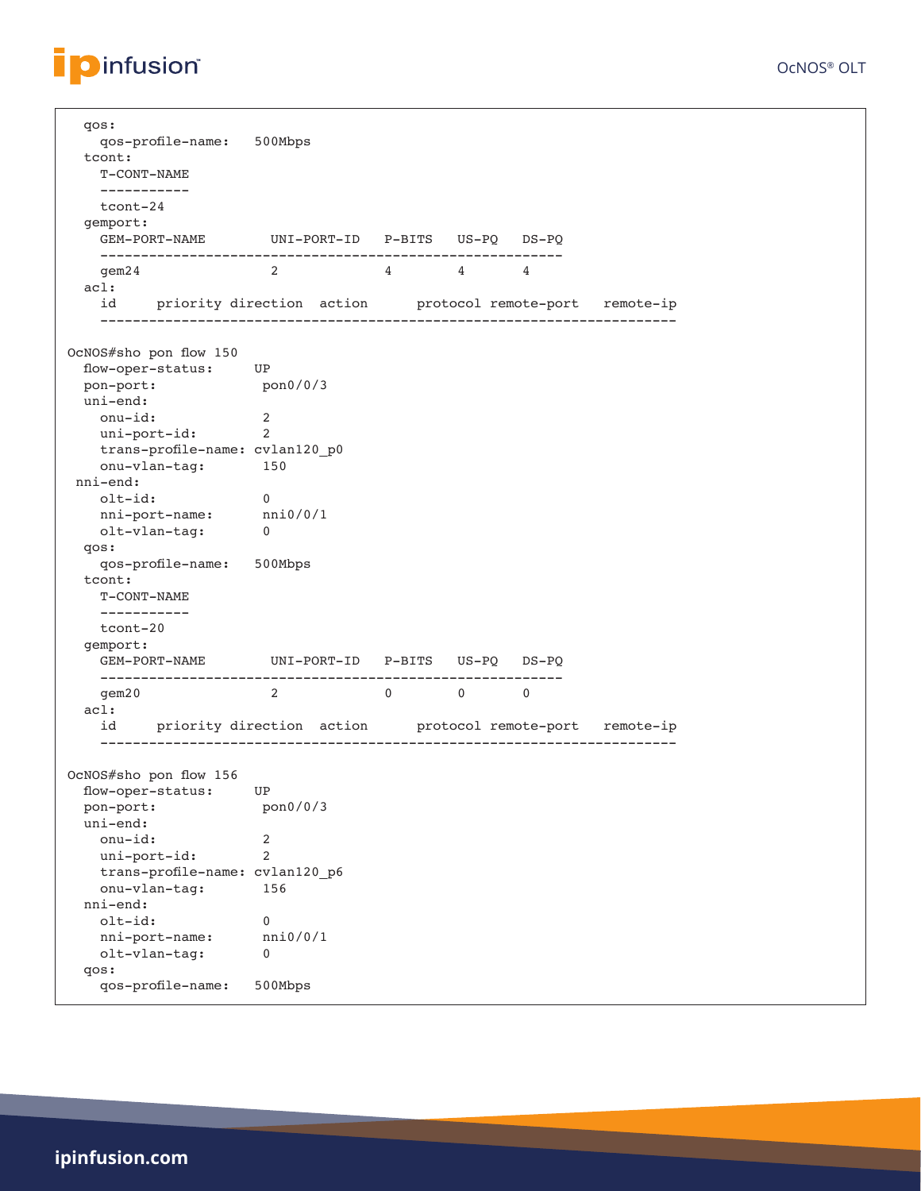```
  qos:
    qos-profile-name:   500Mbps
  tcont:
    T-CONT-NAME
    -----------
    tcont-24
  gemport:
    GEM-PORT-NAME        UNI-PORT-ID   P-BITS   US-PQ   DS-PQ
    ---------------------------------------------------------
    gem24               2             4        4       4
  acl:
    id     priority direction  action      protocol remote-port   remote-ip
    ----------------------------------------------------------------------

OcNOS#sho pon flow 150
  flow-oper-status:     UP
  pon-port:             pon0/0/3
  uni-end:
    onu-id:             2
    uni-port-id:        2
    trans-profile-name: cvlan120_p0
    onu-vlan-tag:       150
 nni-end:
    olt-id:             0
    nni-port-name:      nni0/0/1
    olt-vlan-tag:       0
  qos:
    qos-profile-name:   500Mbps
  tcont:
    T-CONT-NAME
    -----------
    tcont-20
  gemport:
    GEM-PORT-NAME        UNI-PORT-ID   P-BITS   US-PQ   DS-PQ
    ---------------------------------------------------------
    gem20               2             0        0       0
  acl:
    id     priority direction  action      protocol remote-port   remote-ip
    ----------------------------------------------------------------------

OcNOS#sho pon flow 156
  flow-oper-status:     UP
  pon-port:             pon0/0/3
  uni-end:
    onu-id:             2
    uni-port-id:        2
    trans-profile-name: cvlan120_p6
    onu-vlan-tag:       156
  nni-end:
    olt-id:             0
    nni-port-name:      nni0/0/1
    olt-vlan-tag:       0
  qos:
    qos-profile-name:   500Mbps
```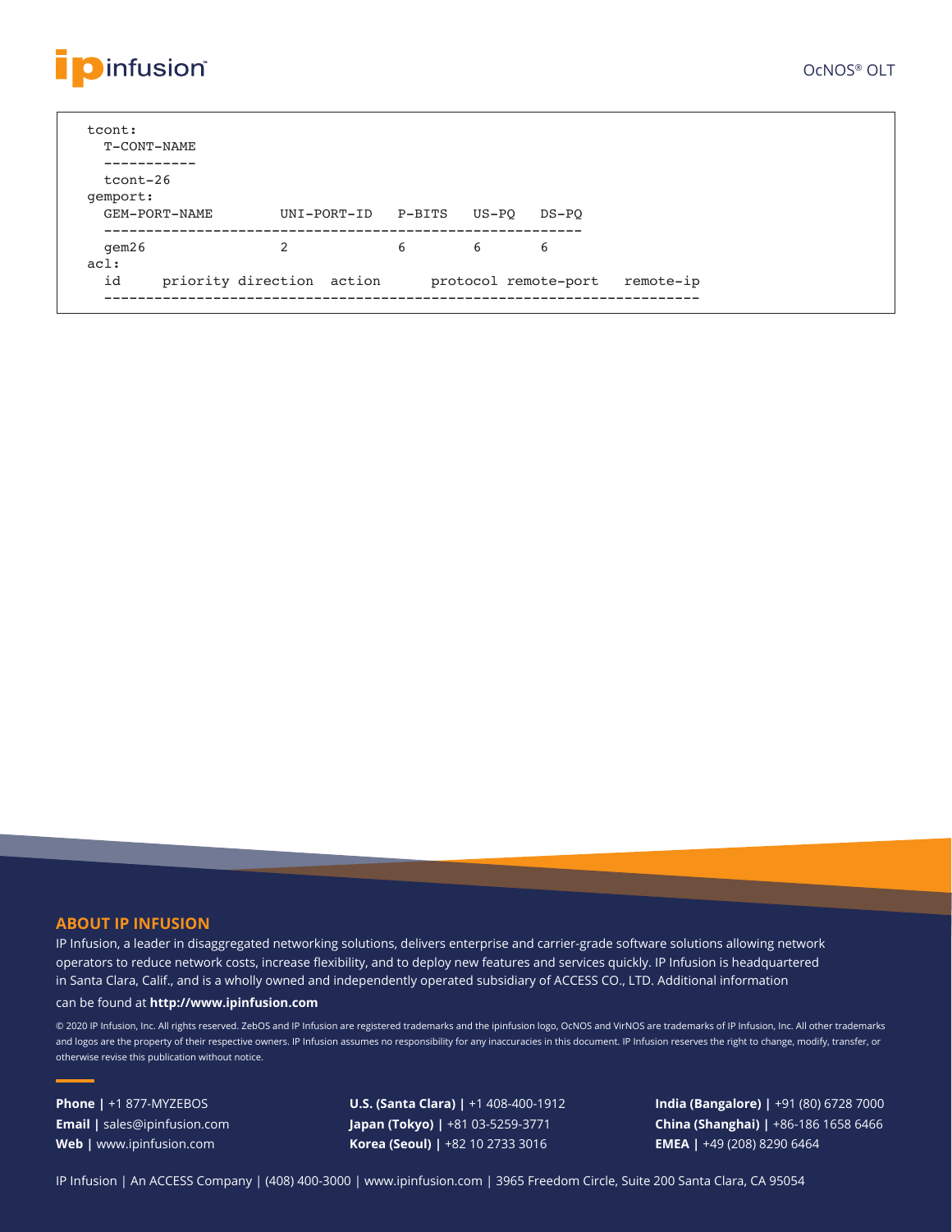```
tcont:
  T-CONT-NAME
  -----------
  tcont-26
gemport:
  GEM-PORT-NAME        UNI-PORT-ID  P-BITS   US-PQ   DS-PQ
  -----------------------------------------------------------
  gem26                2            6        6       6
acl:
  id      priority direction  action      protocol remote-port   remote-ip
  ------------------------------------------------------------------------
```

## ABOUT IP INFUSION

IP Infusion, a leader in disaggregated networking solutions, delivers enterprise and carrier-grade software solutions allowing network operators to reduce network costs, increase flexibility, and to deploy new features and services quickly. IP Infusion is headquartered in Santa Clara, Calif., and is a wholly owned and independently operated subsidiary of ACCESS CO., LTD. Additional information can be found at **http://www.ipinfusion.com**

© 2020 IP Infusion, Inc. All rights reserved. ZebOS and IP Infusion are registered trademarks and the ipinfusion logo, OcNOS and VirNOS are trademarks of IP Infusion, Inc. All other trademarks and logos are the property of their respective owners. IP Infusion assumes no responsibility for any inaccuracies in this document. IP Infusion reserves the right to change, modify, transfer, or otherwise revise this publication without notice.

**Phone |** +1 877-MYZEBOS
**Email |** sales@ipinfusion.com
**Web |** www.ipinfusion.com

**U.S. (Santa Clara) |** +1 408-400-1912
**Japan (Tokyo) |** +81 03-5259-3771
**Korea (Seoul) |** +82 10 2733 3016

**India (Bangalore) |** +91 (80) 6728 7000
**China (Shanghai) |** +86-186 1658 6466
**EMEA |** +49 (208) 8290 6464

IP Infusion | An ACCESS Company | (408) 400-3000 | www.ipinfusion.com | 3965 Freedom Circle, Suite 200 Santa Clara, CA 95054